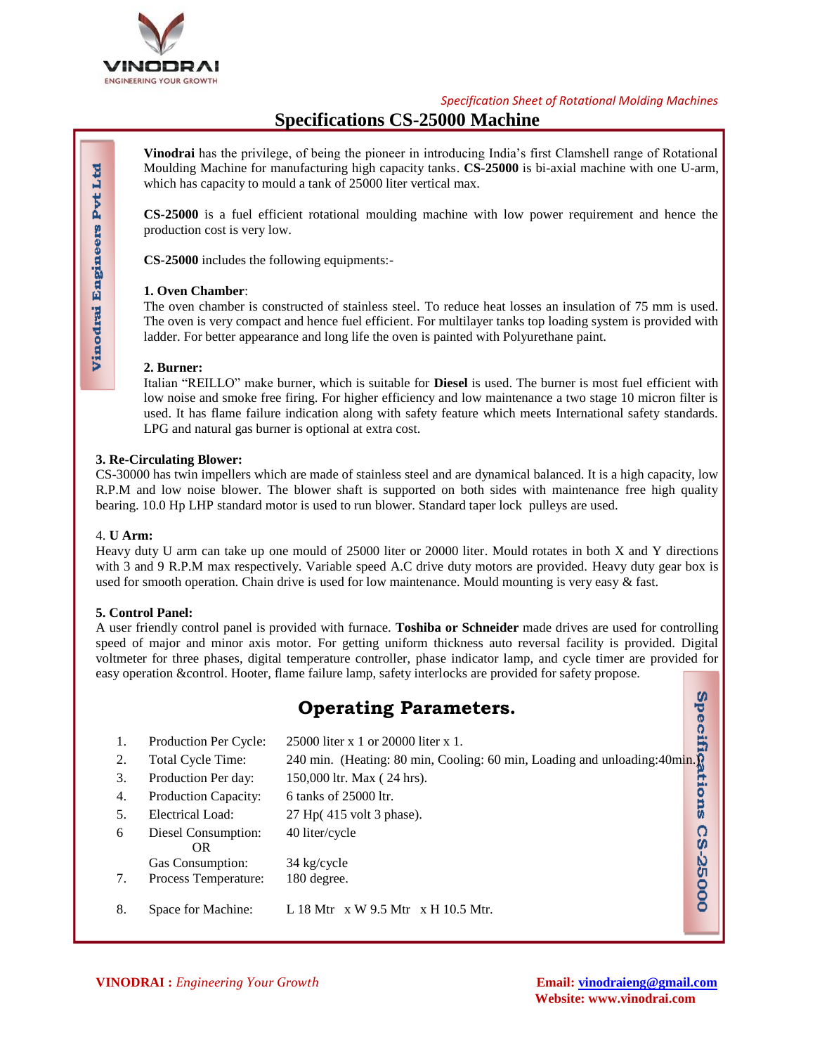*Specification Sheet of Rotational Molding Machines*

# Specifications CS-25000 Machine

**Vinodrai** has the privilege, of being the pioneer in introducing India's first Clamshell range of Rotational Moulding Machine for manufacturing high capacity tanks. **CS-25000** is bi-axial machine with one U-arm, which has capacity to mould a tank of 25000 liter vertical max.

**CS-25000** is a fuel efficient rotational moulding machine with low power requirement and hence the production cost is very low.

**CS-25000** includes the following equipments:-

**1. Oven Chamber**:
The oven chamber is constructed of stainless steel. To reduce heat losses an insulation of 75 mm is used. The oven is very compact and hence fuel efficient. For multilayer tanks top loading system is provided with ladder. For better appearance and long life the oven is painted with Polyurethane paint.

**2. Burner:**
Italian "REILLO" make burner, which is suitable for **Diesel** is used. The burner is most fuel efficient with low noise and smoke free firing. For higher efficiency and low maintenance a two stage 10 micron filter is used. It has flame failure indication along with safety feature which meets International safety standards. LPG and natural gas burner is optional at extra cost.

**3. Re-Circulating Blower:**
CS-30000 has twin impellers which are made of stainless steel and are dynamical balanced. It is a high capacity, low R.P.M and low noise blower. The blower shaft is supported on both sides with maintenance free high quality bearing. 10.0 Hp LHP standard motor is used to run blower. Standard taper lock pulleys are used.

4. **U Arm:**
Heavy duty U arm can take up one mould of 25000 liter or 20000 liter. Mould rotates in both X and Y directions with 3 and 9 R.P.M max respectively. Variable speed A.C drive duty motors are provided. Heavy duty gear box is used for smooth operation. Chain drive is used for low maintenance. Mould mounting is very easy & fast.

**5. Control Panel:**
A user friendly control panel is provided with furnace. **Toshiba or Schneider** made drives are used for controlling speed of major and minor axis motor. For getting uniform thickness auto reversal facility is provided. Digital voltmeter for three phases, digital temperature controller, phase indicator lamp, and cycle timer are provided for easy operation &control. Hooter, flame failure lamp, safety interlocks are provided for safety propose.

## Operating Parameters.

| | | |
|---|---|---|
| 1. | Production Per Cycle: | 25000 liter x 1 or 20000 liter x 1. |
| 2. | Total Cycle Time: | 240 min. (Heating: 80 min, Cooling: 60 min, Loading and unloading:40min.) |
| 3. | Production Per day: | 150,000 ltr. Max ( 24 hrs). |
| 4. | Production Capacity: | 6 tanks of 25000 ltr. |
| 5. | Electrical Load: | 27 Hp( 415 volt 3 phase). |
| 6 | Diesel Consumption: OR Gas Consumption: | 40 liter/cycle<br>34 kg/cycle |
| 7. | Process Temperature: | 180 degree. |
| 8. | Space for Machine: | L 18 Mtr x W 9.5 Mtr x H 10.5 Mtr. |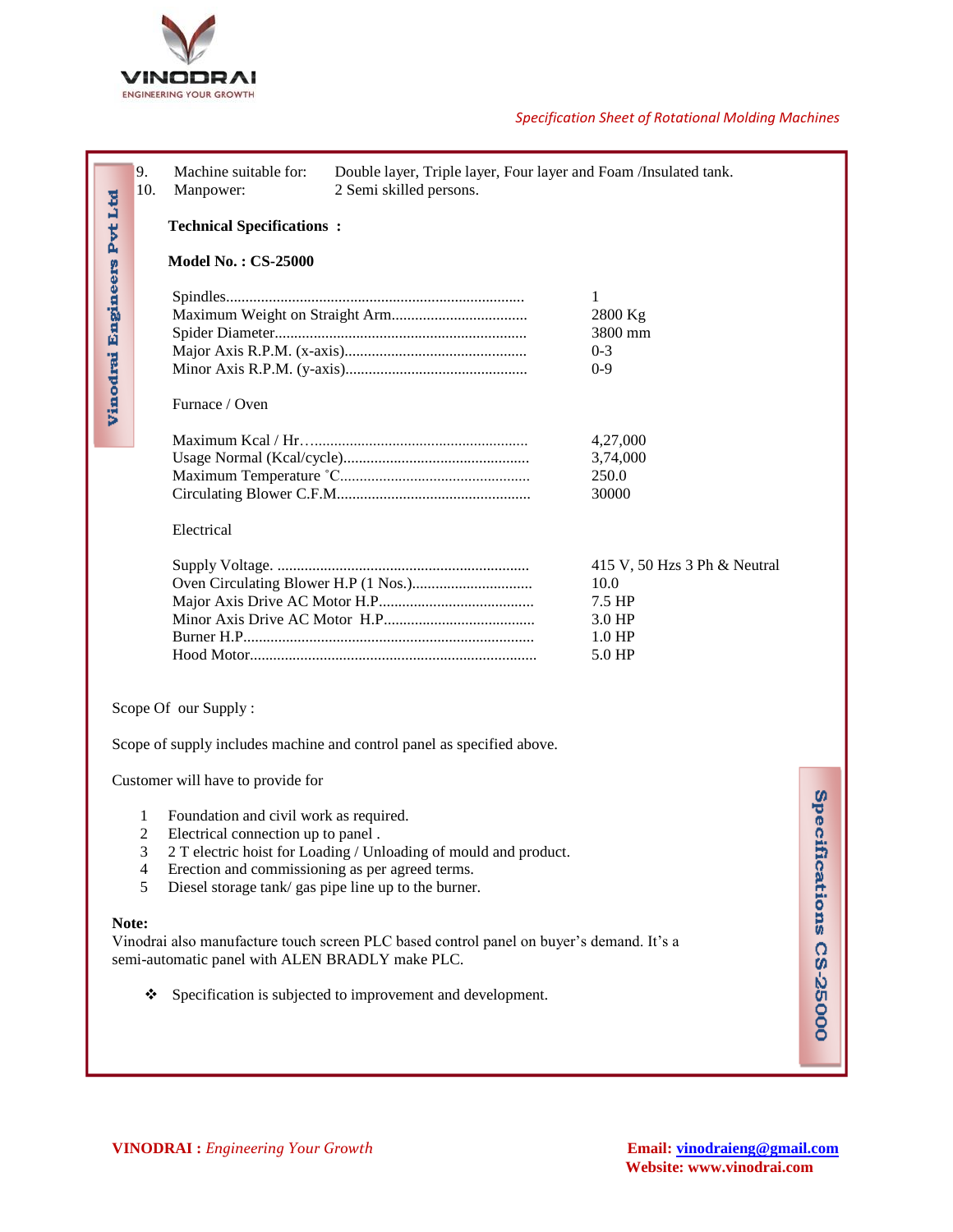9. Machine suitable for: Double layer, Triple layer, Four layer and Foam /Insulated tank.
10. Manpower: 2 Semi skilled persons.

**Technical Specifications :**

**Model No. : CS-25000**

| Parameter | Value |
|---|---|
| Spindles | 1 |
| Maximum Weight on Straight Arm | 2800 Kg |
| Spider Diameter | 3800 mm |
| Major Axis R.P.M. (x-axis) | 0-3 |
| Minor Axis R.P.M. (y-axis) | 0-9 |

Furnace / Oven

| Parameter | Value |
|---|---|
| Maximum Kcal / Hr. | 4,27,000 |
| Usage Normal (Kcal/cycle) | 3,74,000 |
| Maximum Temperature ˚C | 250.0 |
| Circulating Blower C.F.M. | 30000 |

Electrical

| Parameter | Value |
|---|---|
| Supply Voltage. | 415 V, 50 Hzs 3 Ph & Neutral |
| Oven Circulating Blower H.P (1 Nos.) | 10.0 |
| Major Axis Drive AC Motor H.P. | 7.5 HP |
| Minor Axis Drive AC Motor H.P. | 3.0 HP |
| Burner H.P. | 1.0 HP |
| Hood Motor | 5.0 HP |

Scope Of our Supply :

Scope of supply includes machine and control panel as specified above.

Customer will have to provide for

1. Foundation and civil work as required.
2. Electrical connection up to panel .
3. 2 T electric hoist for Loading / Unloading of mould and product.
4. Erection and commissioning as per agreed terms.
5. Diesel storage tank/ gas pipe line up to the burner.

**Note:**
Vinodrai also manufacture touch screen PLC based control panel on buyer's demand. It's a semi-automatic panel with ALEN BRADLY make PLC.

- Specification is subjected to improvement and development.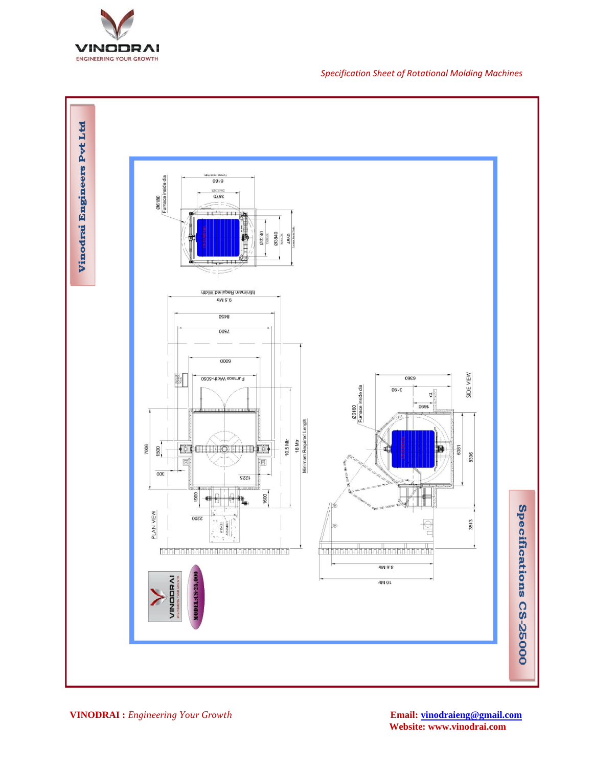Specification Sheet of Rotational Molding Machines

**Vinodrai Engineers Pvt Ltd**

**Specifications CS-25000**

PLAN VIEW

SIDE VIEW

MODEL:CS-25,000

Ø6180 Furnace inside dia

6180

3570

Ø3240

Ø3840

4850

Minimum Required Width

9.5 Mtr

8450

7500

6000

Furnace Width-5050

7006

1500

300

1225

1900

1600

2200

10.5 Mtr

18 Mtr

Minimum Required Length

6360

3190

1490

6381

8306

3513

8.6 Mtr

10 Mtr

**VINODRAI :** *Engineering Your Growth*

**Email: vinodraieng@gmail.com**
**Website: www.vinodrai.com**